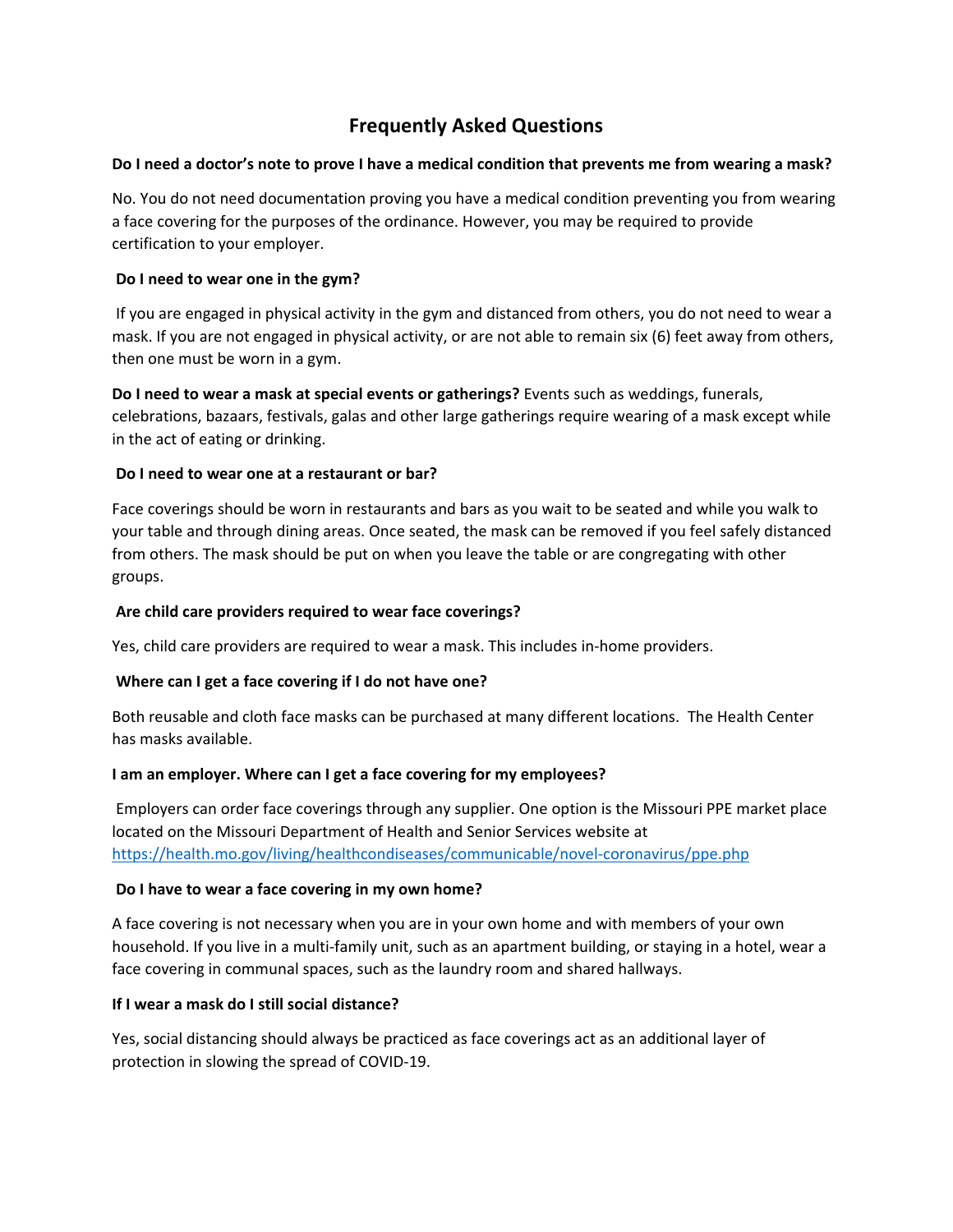# Frequently Asked Questions

**Do I need a doctor's note to prove I have a medical condition that prevents me from wearing a mask?**

No. You do not need documentation proving you have a medical condition preventing you from wearing a face covering for the purposes of the ordinance. However, you may be required to provide certification to your employer.

**Do I need to wear one in the gym?**

If you are engaged in physical activity in the gym and distanced from others, you do not need to wear a mask. If you are not engaged in physical activity, or are not able to remain six (6) feet away from others, then one must be worn in a gym.

**Do I need to wear a mask at special events or gatherings?** Events such as weddings, funerals, celebrations, bazaars, festivals, galas and other large gatherings require wearing of a mask except while in the act of eating or drinking.

**Do I need to wear one at a restaurant or bar?**

Face coverings should be worn in restaurants and bars as you wait to be seated and while you walk to your table and through dining areas. Once seated, the mask can be removed if you feel safely distanced from others. The mask should be put on when you leave the table or are congregating with other groups.

**Are child care providers required to wear face coverings?**

Yes, child care providers are required to wear a mask. This includes in-home providers.

**Where can I get a face covering if I do not have one?**

Both reusable and cloth face masks can be purchased at many different locations. The Health Center has masks available.

**I am an employer. Where can I get a face covering for my employees?**

Employers can order face coverings through any supplier. One option is the Missouri PPE market place located on the Missouri Department of Health and Senior Services website at https://health.mo.gov/living/healthcondiseases/communicable/novel-coronavirus/ppe.php

**Do I have to wear a face covering in my own home?**

A face covering is not necessary when you are in your own home and with members of your own household. If you live in a multi-family unit, such as an apartment building, or staying in a hotel, wear a face covering in communal spaces, such as the laundry room and shared hallways.

**If I wear a mask do I still social distance?**

Yes, social distancing should always be practiced as face coverings act as an additional layer of protection in slowing the spread of COVID-19.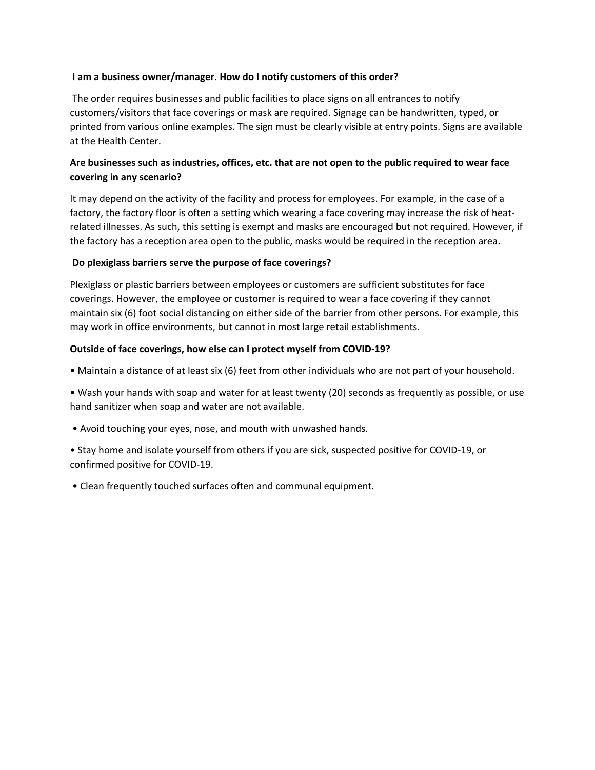**I am a business owner/manager. How do I notify customers of this order?**

The order requires businesses and public facilities to place signs on all entrances to notify customers/visitors that face coverings or mask are required. Signage can be handwritten, typed, or printed from various online examples. The sign must be clearly visible at entry points. Signs are available at the Health Center.

**Are businesses such as industries, offices, etc. that are not open to the public required to wear face covering in any scenario?**

It may depend on the activity of the facility and process for employees. For example, in the case of a factory, the factory floor is often a setting which wearing a face covering may increase the risk of heat-related illnesses. As such, this setting is exempt and masks are encouraged but not required. However, if the factory has a reception area open to the public, masks would be required in the reception area.

**Do plexiglass barriers serve the purpose of face coverings?**

Plexiglass or plastic barriers between employees or customers are sufficient substitutes for face coverings. However, the employee or customer is required to wear a face covering if they cannot maintain six (6) foot social distancing on either side of the barrier from other persons. For example, this may work in office environments, but cannot in most large retail establishments.

**Outside of face coverings, how else can I protect myself from COVID-19?**

- Maintain a distance of at least six (6) feet from other individuals who are not part of your household.
- Wash your hands with soap and water for at least twenty (20) seconds as frequently as possible, or use hand sanitizer when soap and water are not available.
- Avoid touching your eyes, nose, and mouth with unwashed hands.
- Stay home and isolate yourself from others if you are sick, suspected positive for COVID-19, or confirmed positive for COVID-19.
- Clean frequently touched surfaces often and communal equipment.